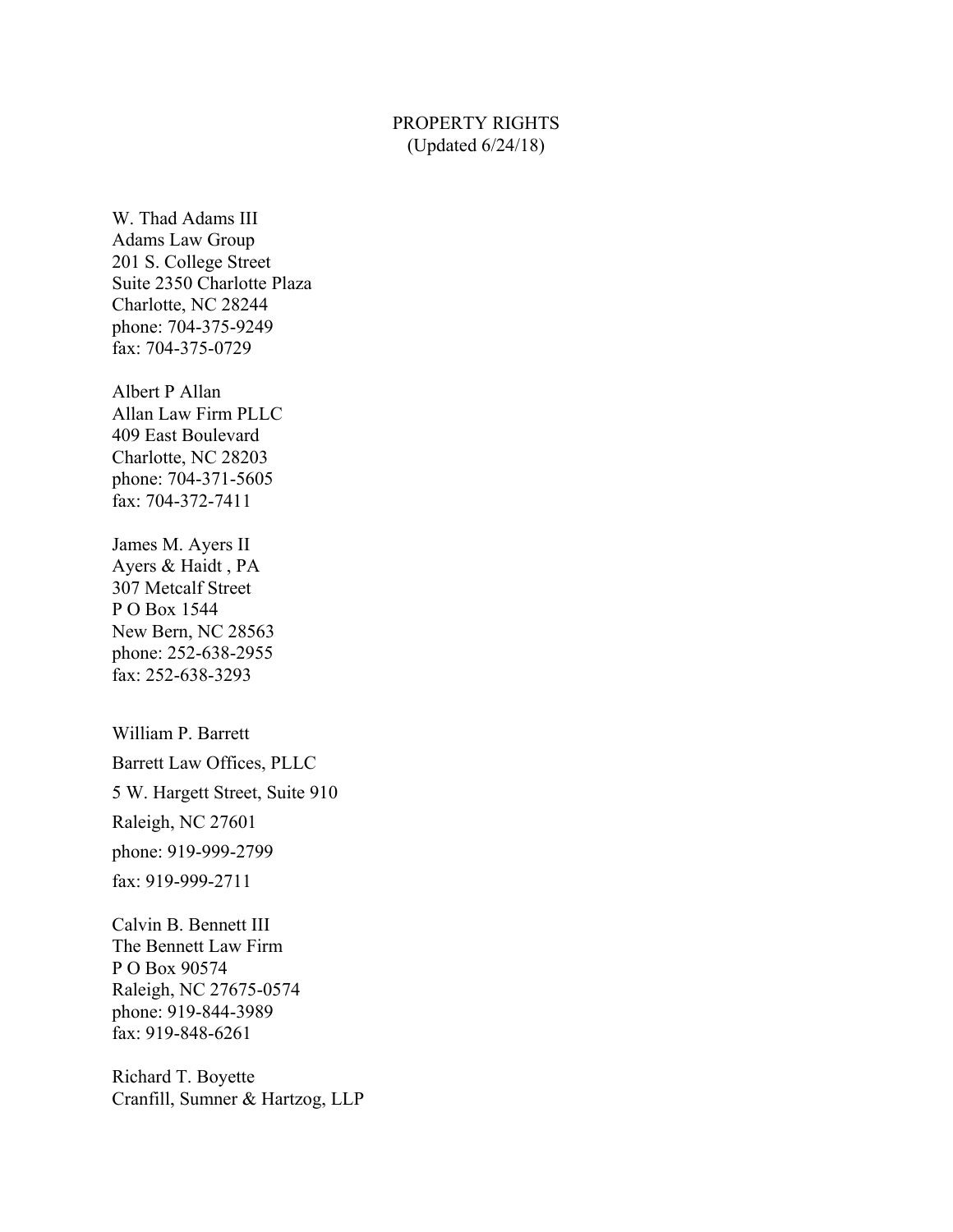# PROPERTY RIGHTS
(Updated 6/24/18)

W. Thad Adams III
Adams Law Group
201 S. College Street
Suite 2350 Charlotte Plaza
Charlotte, NC 28244
phone: 704-375-9249
fax: 704-375-0729

Albert P Allan
Allan Law Firm PLLC
409 East Boulevard
Charlotte, NC 28203
phone: 704-371-5605
fax: 704-372-7411

James M. Ayers II
Ayers & Haidt , PA
307 Metcalf Street
P O Box 1544
New Bern, NC 28563
phone: 252-638-2955
fax: 252-638-3293

William P. Barrett
Barrett Law Offices, PLLC
5 W. Hargett Street, Suite 910
Raleigh, NC 27601
phone: 919-999-2799
fax: 919-999-2711

Calvin B. Bennett III
The Bennett Law Firm
P O Box 90574
Raleigh, NC 27675-0574
phone: 919-844-3989
fax: 919-848-6261

Richard T. Boyette
Cranfill, Sumner & Hartzog, LLP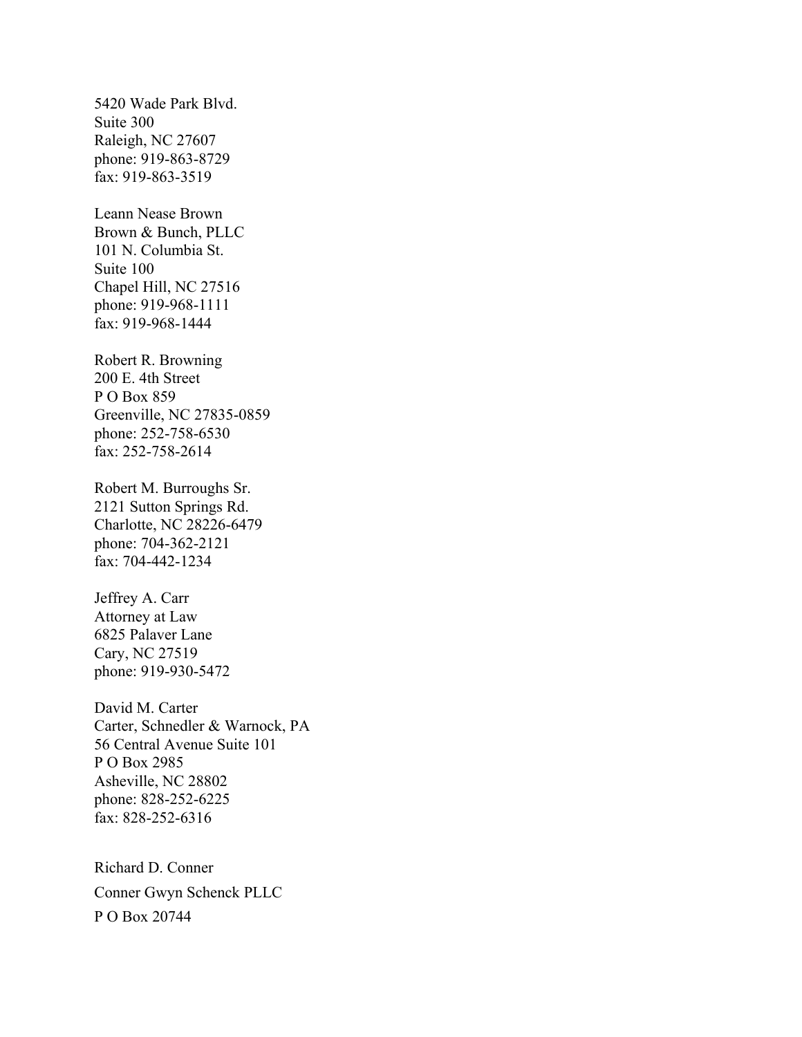5420 Wade Park Blvd.  
Suite 300  
Raleigh, NC 27607  
phone: 919-863-8729  
fax: 919-863-3519

Leann Nease Brown  
Brown & Bunch, PLLC  
101 N. Columbia St.  
Suite 100  
Chapel Hill, NC 27516  
phone: 919-968-1111  
fax: 919-968-1444

Robert R. Browning  
200 E. 4th Street  
P O Box 859  
Greenville, NC 27835-0859  
phone: 252-758-6530  
fax: 252-758-2614

Robert M. Burroughs Sr.  
2121 Sutton Springs Rd.  
Charlotte, NC 28226-6479  
phone: 704-362-2121  
fax: 704-442-1234

Jeffrey A. Carr  
Attorney at Law  
6825 Palaver Lane  
Cary, NC 27519  
phone: 919-930-5472

David M. Carter  
Carter, Schnedler & Warnock, PA  
56 Central Avenue Suite 101  
P O Box 2985  
Asheville, NC 28802  
phone: 828-252-6225  
fax: 828-252-6316

Richard D. Conner  
Conner Gwyn Schenck PLLC  
P O Box 20744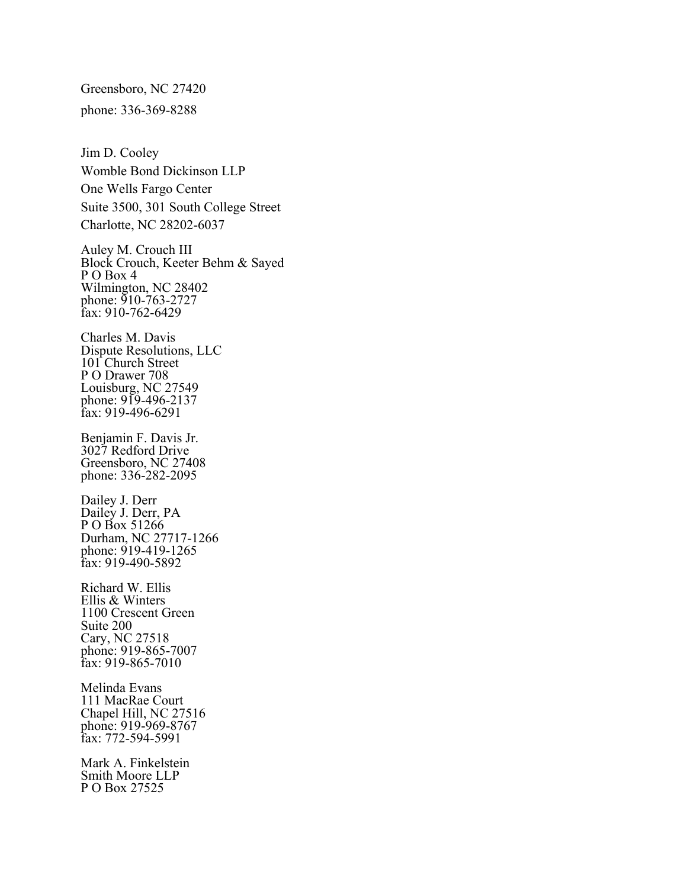Greensboro, NC 27420

phone: 336-369-8288

Jim D. Cooley
Womble Bond Dickinson LLP
One Wells Fargo Center
Suite 3500, 301 South College Street
Charlotte, NC 28202-6037

Auley M. Crouch III
Block Crouch, Keeter Behm & Sayed
P O Box 4
Wilmington, NC 28402
phone: 910-763-2727
fax: 910-762-6429

Charles M. Davis
Dispute Resolutions, LLC
101 Church Street
P O Drawer 708
Louisburg, NC 27549
phone: 919-496-2137
fax: 919-496-6291

Benjamin F. Davis Jr.
3027 Redford Drive
Greensboro, NC 27408
phone: 336-282-2095

Dailey J. Derr
Dailey J. Derr, PA
P O Box 51266
Durham, NC 27717-1266
phone: 919-419-1265
fax: 919-490-5892

Richard W. Ellis
Ellis & Winters
1100 Crescent Green
Suite 200
Cary, NC 27518
phone: 919-865-7007
fax: 919-865-7010

Melinda Evans
111 MacRae Court
Chapel Hill, NC 27516
phone: 919-969-8767
fax: 772-594-5991

Mark A. Finkelstein
Smith Moore LLP
P O Box 27525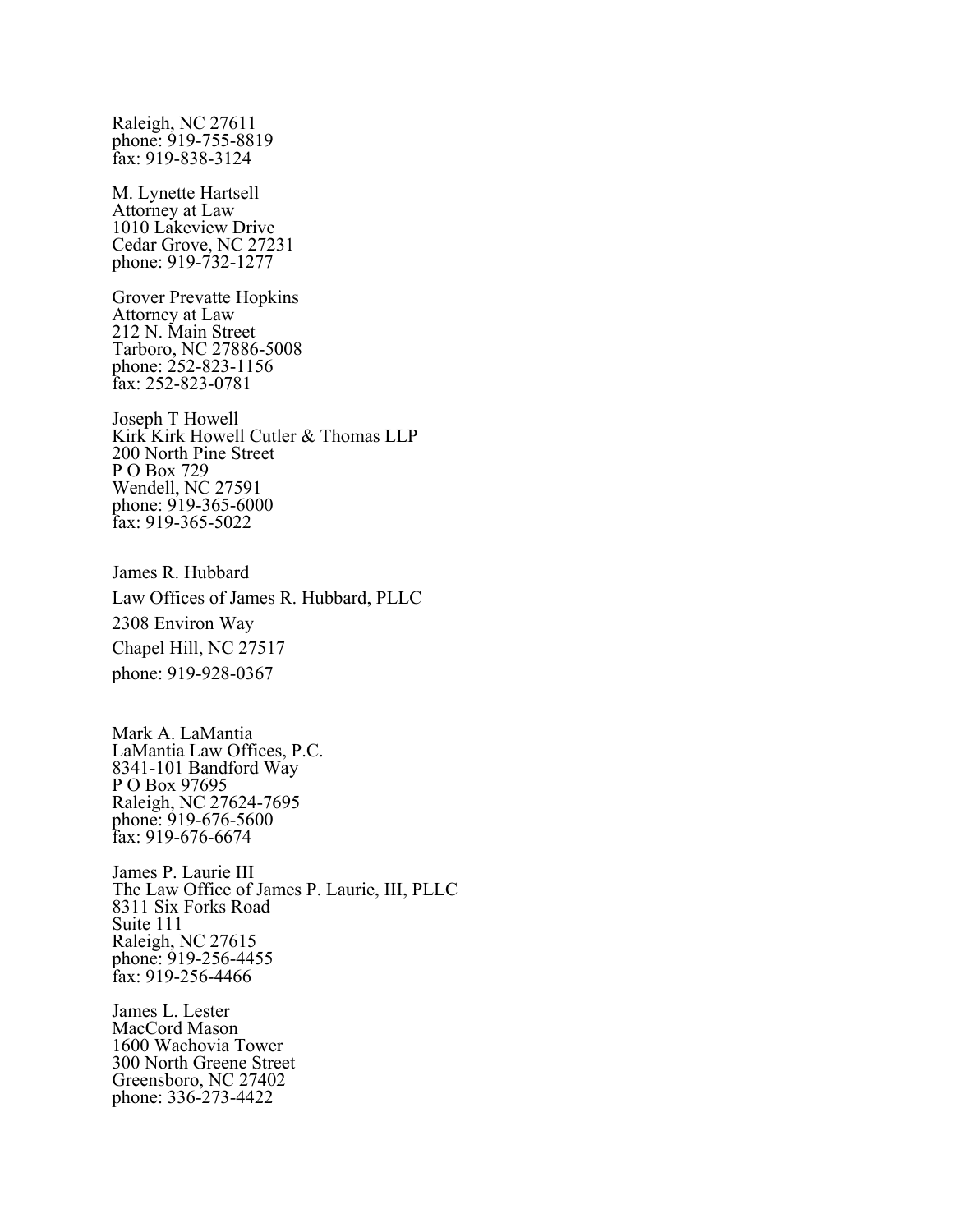Raleigh, NC 27611
phone: 919-755-8819
fax: 919-838-3124

M. Lynette Hartsell
Attorney at Law
1010 Lakeview Drive
Cedar Grove, NC 27231
phone: 919-732-1277

Grover Prevatte Hopkins
Attorney at Law
212 N. Main Street
Tarboro, NC 27886-5008
phone: 252-823-1156
fax: 252-823-0781

Joseph T Howell
Kirk Kirk Howell Cutler & Thomas LLP
200 North Pine Street
P O Box 729
Wendell, NC 27591
phone: 919-365-6000
fax: 919-365-5022

James R. Hubbard

Law Offices of James R. Hubbard, PLLC

2308 Environ Way

Chapel Hill, NC 27517

phone: 919-928-0367

Mark A. LaMantia
LaMantia Law Offices, P.C.
8341-101 Bandford Way
P O Box 97695
Raleigh, NC 27624-7695
phone: 919-676-5600
fax: 919-676-6674

James P. Laurie III
The Law Office of James P. Laurie, III, PLLC
8311 Six Forks Road
Suite 111
Raleigh, NC 27615
phone: 919-256-4455
fax: 919-256-4466

James L. Lester
MacCord Mason
1600 Wachovia Tower
300 North Greene Street
Greensboro, NC 27402
phone: 336-273-4422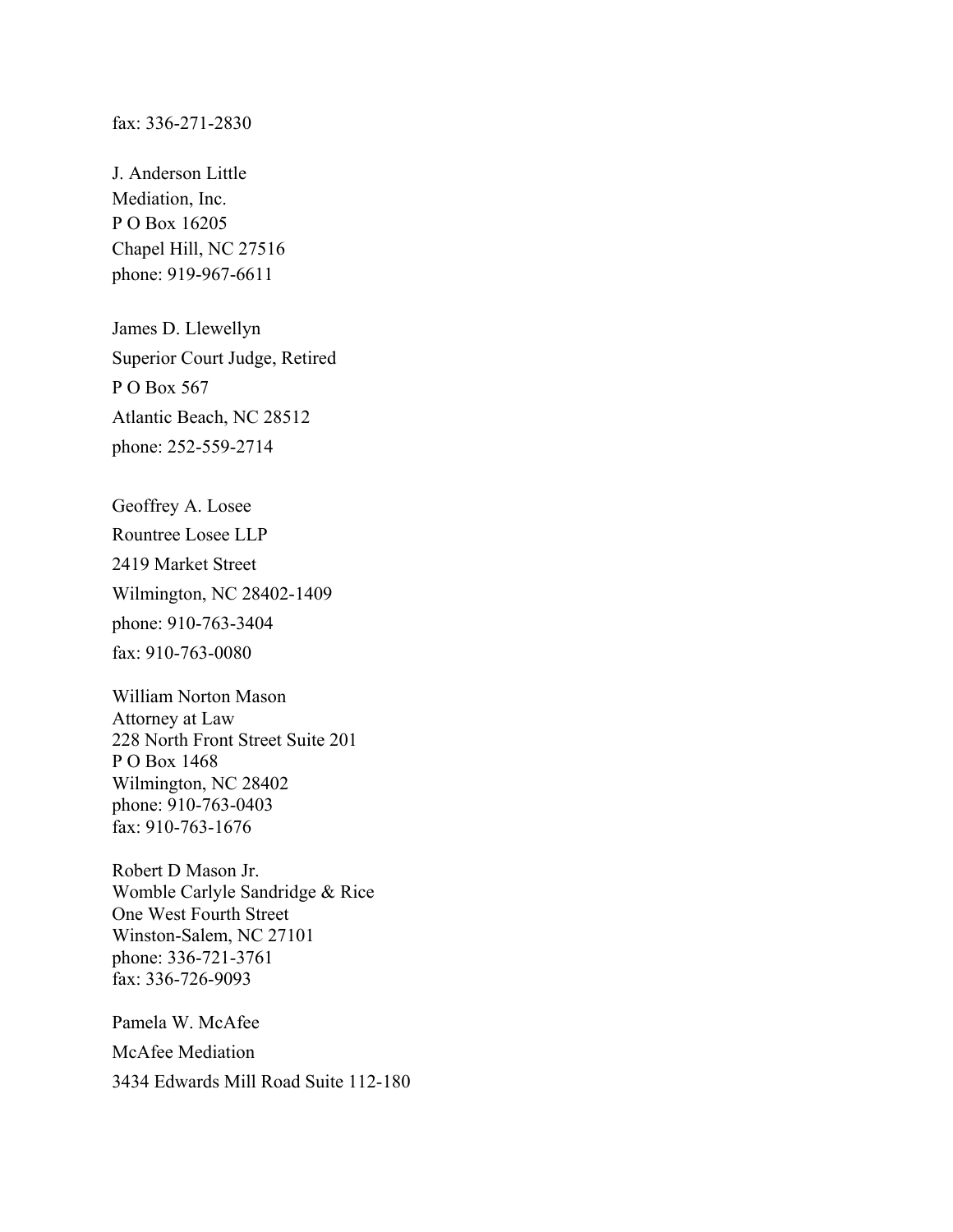fax: 336-271-2830

J. Anderson Little
Mediation, Inc.
P O Box 16205
Chapel Hill, NC 27516
phone: 919-967-6611

James D. Llewellyn
Superior Court Judge, Retired
P O Box 567
Atlantic Beach, NC 28512
phone: 252-559-2714

Geoffrey A. Losee
Rountree Losee LLP
2419 Market Street
Wilmington, NC 28402-1409
phone: 910-763-3404
fax: 910-763-0080

William Norton Mason
Attorney at Law
228 North Front Street Suite 201
P O Box 1468
Wilmington, NC 28402
phone: 910-763-0403
fax: 910-763-1676

Robert D Mason Jr.
Womble Carlyle Sandridge & Rice
One West Fourth Street
Winston-Salem, NC 27101
phone: 336-721-3761
fax: 336-726-9093

Pamela W. McAfee
McAfee Mediation
3434 Edwards Mill Road Suite 112-180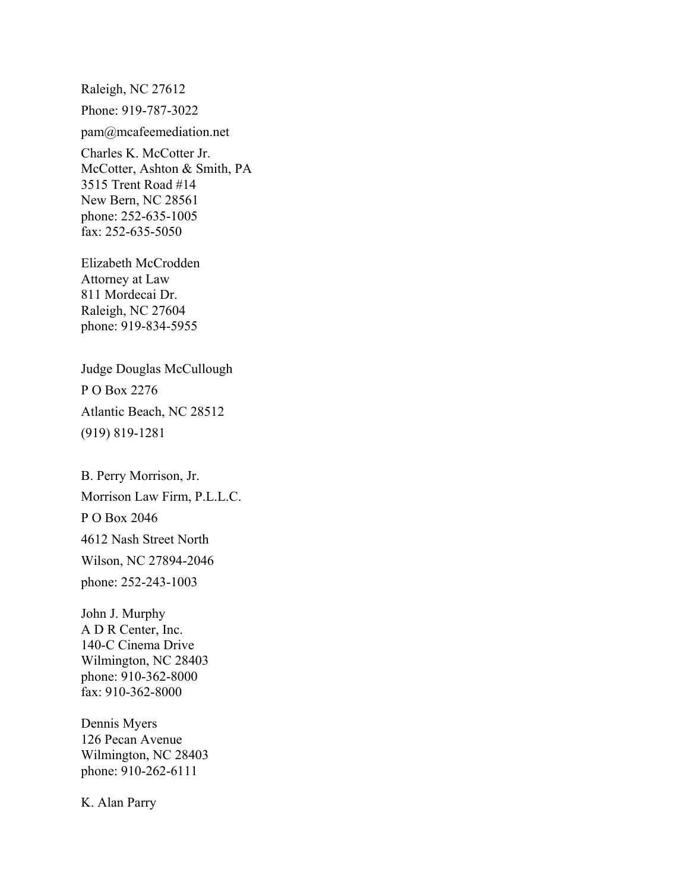Raleigh, NC 27612

Phone: 919-787-3022

pam@mcafeemediation.net

Charles K. McCotter Jr.
McCotter, Ashton & Smith, PA
3515 Trent Road #14
New Bern, NC 28561
phone: 252-635-1005
fax: 252-635-5050

Elizabeth McCrodden
Attorney at Law
811 Mordecai Dr.
Raleigh, NC 27604
phone: 919-834-5955

Judge Douglas McCullough

P O Box 2276

Atlantic Beach, NC 28512

(919) 819-1281

B. Perry Morrison, Jr.

Morrison Law Firm, P.L.L.C.

P O Box 2046

4612 Nash Street North

Wilson, NC 27894-2046

phone: 252-243-1003

John J. Murphy
A D R Center, Inc.
140-C Cinema Drive
Wilmington, NC 28403
phone: 910-362-8000
fax: 910-362-8000

Dennis Myers
126 Pecan Avenue
Wilmington, NC 28403
phone: 910-262-6111

K. Alan Parry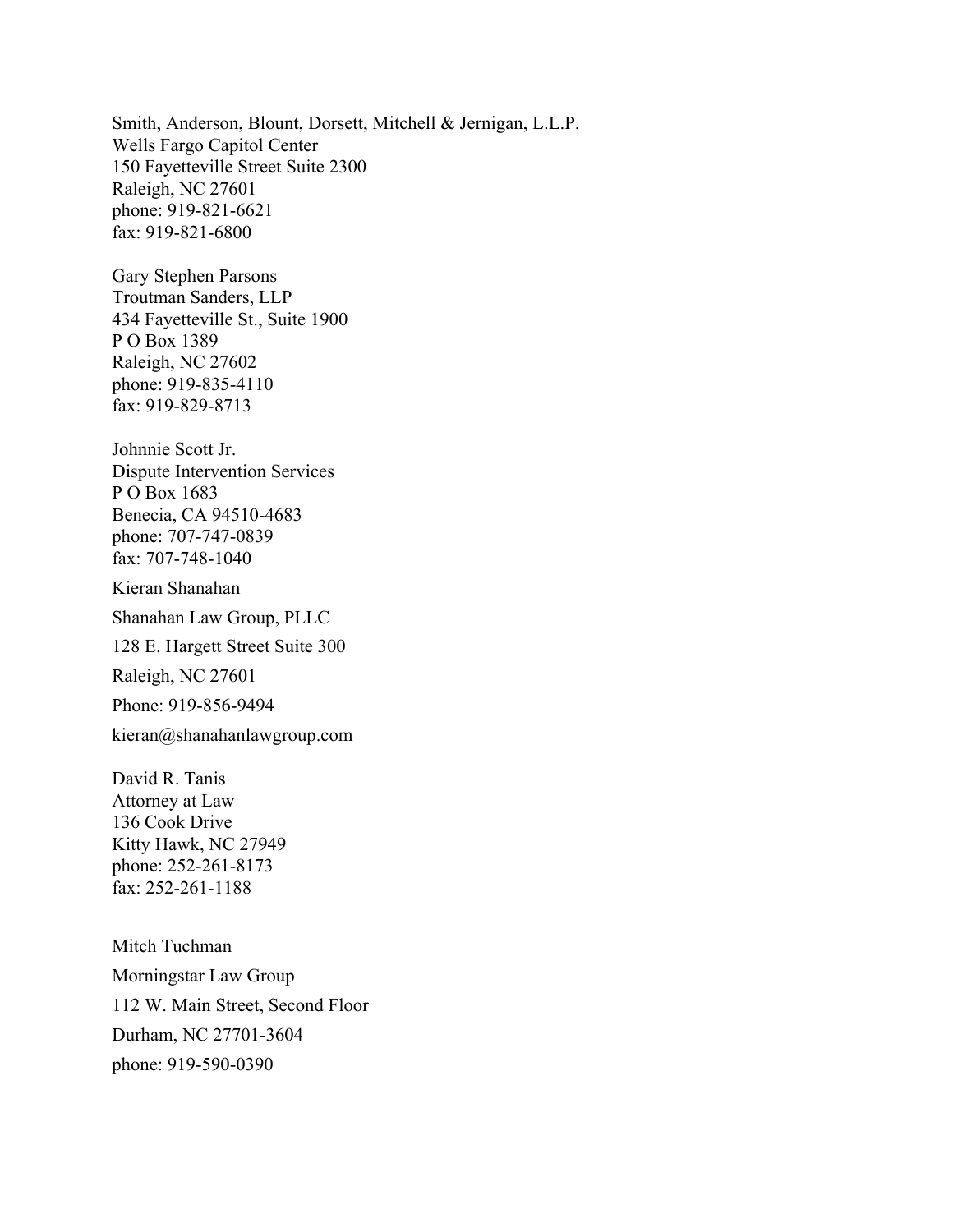Smith, Anderson, Blount, Dorsett, Mitchell & Jernigan, L.L.P.
Wells Fargo Capitol Center
150 Fayetteville Street Suite 2300
Raleigh, NC 27601
phone: 919-821-6621
fax: 919-821-6800

Gary Stephen Parsons
Troutman Sanders, LLP
434 Fayetteville St., Suite 1900
P O Box 1389
Raleigh, NC 27602
phone: 919-835-4110
fax: 919-829-8713

Johnnie Scott Jr.
Dispute Intervention Services
P O Box 1683
Benecia, CA 94510-4683
phone: 707-747-0839
fax: 707-748-1040

Kieran Shanahan

Shanahan Law Group, PLLC

128 E. Hargett Street Suite 300

Raleigh, NC 27601

Phone: 919-856-9494

kieran@shanahanlawgroup.com

David R. Tanis
Attorney at Law
136 Cook Drive
Kitty Hawk, NC 27949
phone: 252-261-8173
fax: 252-261-1188

Mitch Tuchman

Morningstar Law Group

112 W. Main Street, Second Floor

Durham, NC 27701-3604

phone: 919-590-0390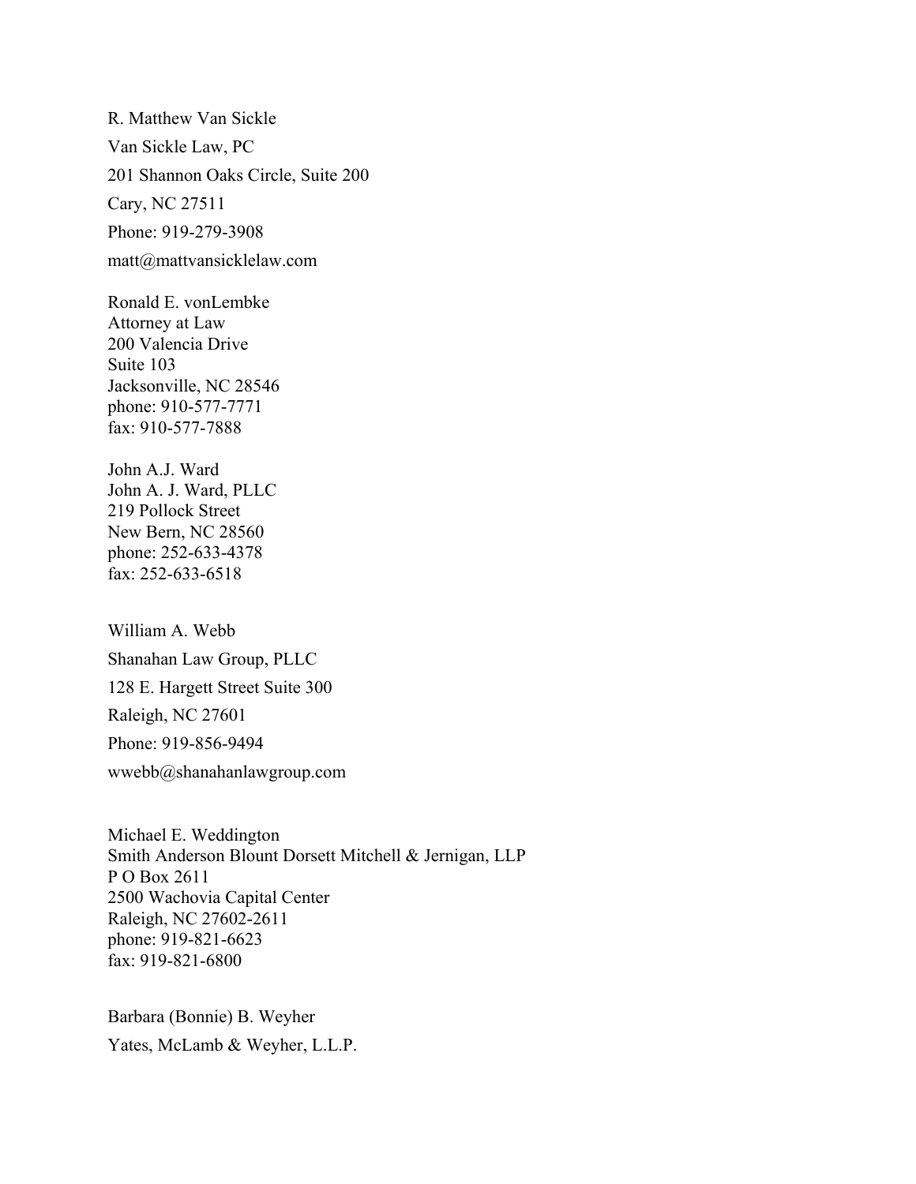R. Matthew Van Sickle

Van Sickle Law, PC

201 Shannon Oaks Circle, Suite 200

Cary, NC 27511

Phone: 919-279-3908

matt@mattvansicklelaw.com

Ronald E. vonLembke
Attorney at Law
200 Valencia Drive
Suite 103
Jacksonville, NC 28546
phone: 910-577-7771
fax: 910-577-7888

John A.J. Ward
John A. J. Ward, PLLC
219 Pollock Street
New Bern, NC 28560
phone: 252-633-4378
fax: 252-633-6518

William A. Webb

Shanahan Law Group, PLLC

128 E. Hargett Street Suite 300

Raleigh, NC 27601

Phone: 919-856-9494

wwebb@shanahanlawgroup.com

Michael E. Weddington
Smith Anderson Blount Dorsett Mitchell & Jernigan, LLP
P O Box 2611
2500 Wachovia Capital Center
Raleigh, NC 27602-2611
phone: 919-821-6623
fax: 919-821-6800

Barbara (Bonnie) B. Weyher

Yates, McLamb & Weyher, L.L.P.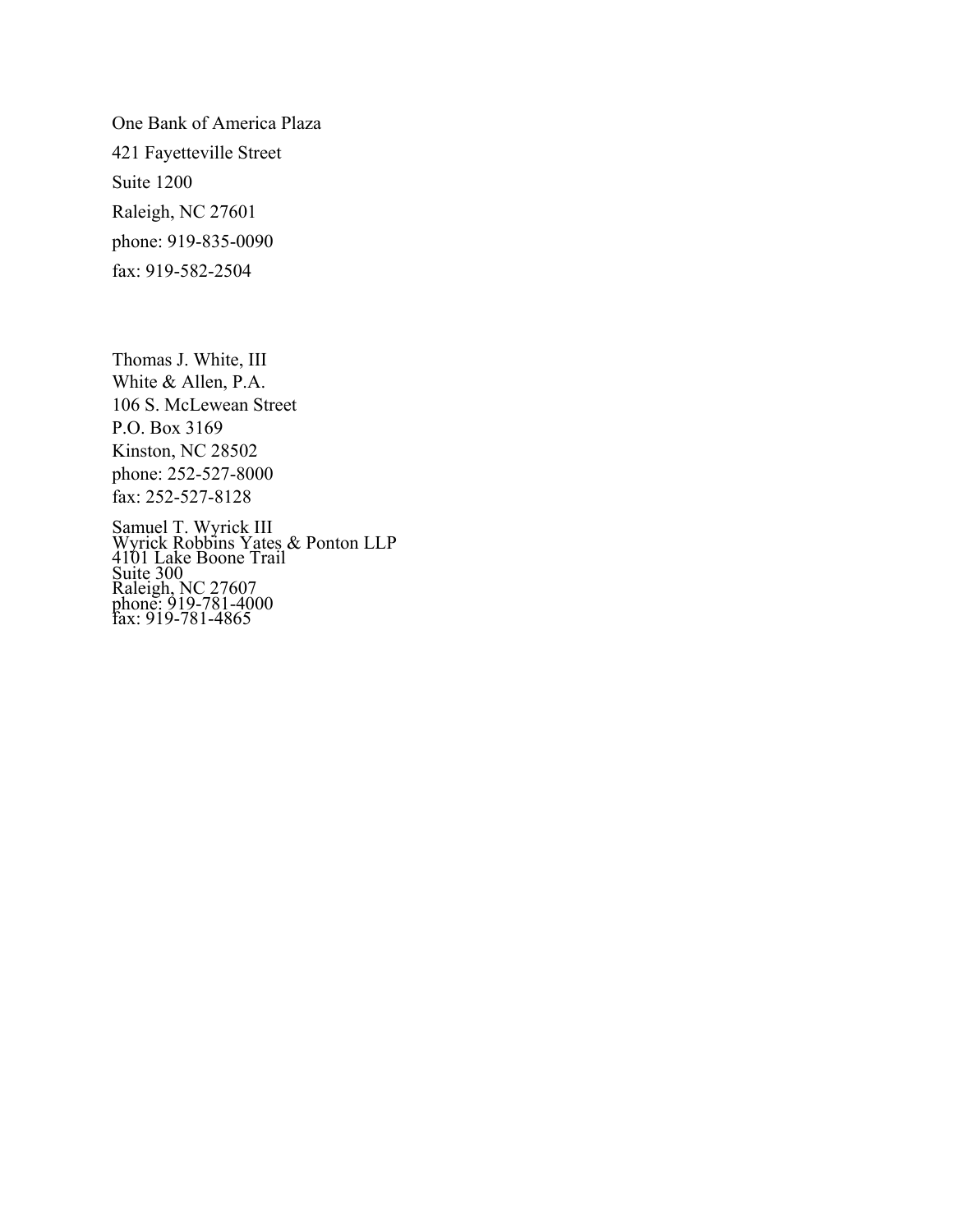One Bank of America Plaza

421 Fayetteville Street

Suite 1200

Raleigh, NC 27601

phone: 919-835-0090

fax: 919-582-2504

Thomas J. White, III
White & Allen, P.A.
106 S. McLewean Street
P.O. Box 3169
Kinston, NC 28502
phone: 252-527-8000
fax: 252-527-8128

Samuel T. Wyrick III
Wyrick Robbins Yates & Ponton LLP
4101 Lake Boone Trail
Suite 300
Raleigh, NC 27607
phone: 919-781-4000
fax: 919-781-4865